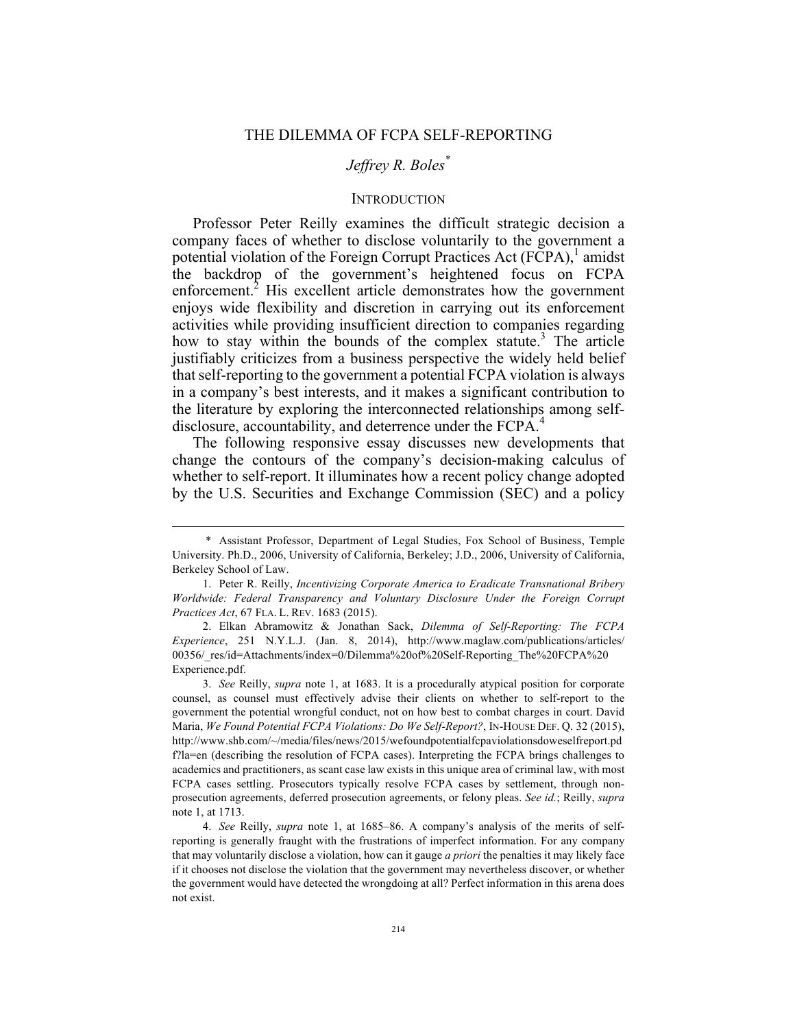# THE DILEMMA OF FCPA SELF-REPORTING

*Jeffrey R. Boles*[*]

## INTRODUCTION

Professor Peter Reilly examines the difficult strategic decision a company faces of whether to disclose voluntarily to the government a potential violation of the Foreign Corrupt Practices Act (FCPA),[1] amidst the backdrop of the government's heightened focus on FCPA enforcement.[2] His excellent article demonstrates how the government enjoys wide flexibility and discretion in carrying out its enforcement activities while providing insufficient direction to companies regarding how to stay within the bounds of the complex statute.[3] The article justifiably criticizes from a business perspective the widely held belief that self-reporting to the government a potential FCPA violation is always in a company's best interests, and it makes a significant contribution to the literature by exploring the interconnected relationships among self-disclosure, accountability, and deterrence under the FCPA.[4]

The following responsive essay discusses new developments that change the contours of the company's decision-making calculus of whether to self-report. It illuminates how a recent policy change adopted by the U.S. Securities and Exchange Commission (SEC) and a policy

---

\* Assistant Professor, Department of Legal Studies, Fox School of Business, Temple University. Ph.D., 2006, University of California, Berkeley; J.D., 2006, University of California, Berkeley School of Law.

1. Peter R. Reilly, *Incentivizing Corporate America to Eradicate Transnational Bribery Worldwide: Federal Transparency and Voluntary Disclosure Under the Foreign Corrupt Practices Act*, 67 FLA. L. REV. 1683 (2015).

2. Elkan Abramowitz & Jonathan Sack, *Dilemma of Self-Reporting: The FCPA Experience*, 251 N.Y.L.J. (Jan. 8, 2014), http://www.maglaw.com/publications/articles/00356/_res/id=Attachments/index=0/Dilemma%20of%20Self-Reporting_The%20FCPA%20Experience.pdf.

3. *See* Reilly, *supra* note 1, at 1683. It is a procedurally atypical position for corporate counsel, as counsel must effectively advise their clients on whether to self-report to the government the potential wrongful conduct, not on how best to combat charges in court. David Maria, *We Found Potential FCPA Violations: Do We Self-Report?*, IN-HOUSE DEF. Q. 32 (2015), http://www.shb.com/~/media/files/news/2015/wefoundpotentialfcpaviolationsdoweselfreport.pdf?la=en (describing the resolution of FCPA cases). Interpreting the FCPA brings challenges to academics and practitioners, as scant case law exists in this unique area of criminal law, with most FCPA cases settling. Prosecutors typically resolve FCPA cases by settlement, through non-prosecution agreements, deferred prosecution agreements, or felony pleas. *See id.*; Reilly, *supra* note 1, at 1713.

4. *See* Reilly, *supra* note 1, at 1685–86. A company's analysis of the merits of self-reporting is generally fraught with the frustrations of imperfect information. For any company that may voluntarily disclose a violation, how can it gauge *a priori* the penalties it may likely face if it chooses not disclose the violation that the government may nevertheless discover, or whether the government would have detected the wrongdoing at all? Perfect information in this arena does not exist.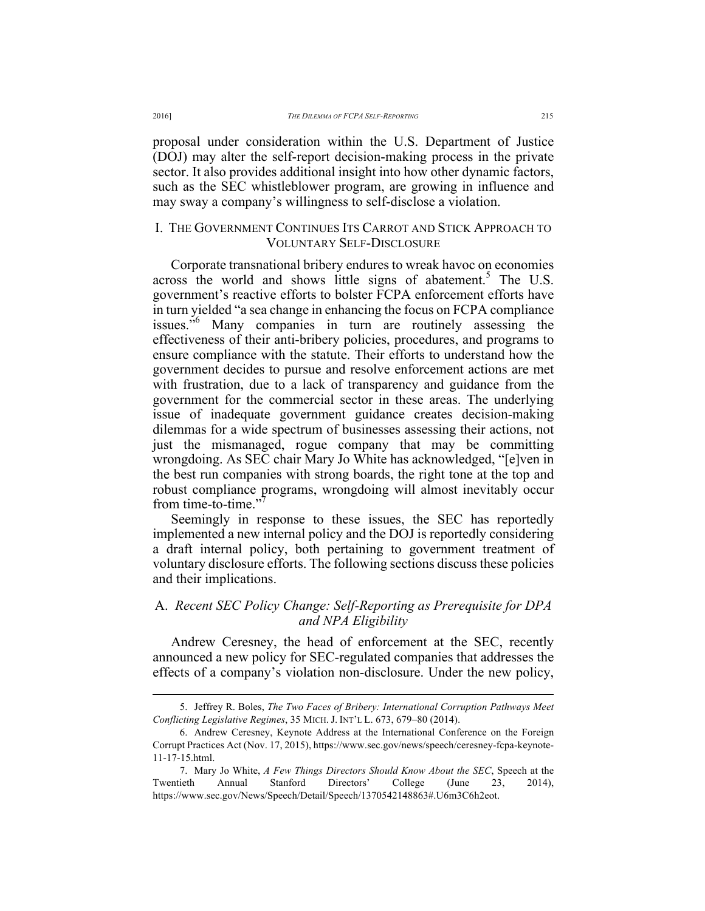proposal under consideration within the U.S. Department of Justice (DOJ) may alter the self-report decision-making process in the private sector. It also provides additional insight into how other dynamic factors, such as the SEC whistleblower program, are growing in influence and may sway a company's willingness to self-disclose a violation.

## I. The Government Continues Its Carrot and Stick Approach to Voluntary Self-Disclosure

Corporate transnational bribery endures to wreak havoc on economies across the world and shows little signs of abatement.[5] The U.S. government's reactive efforts to bolster FCPA enforcement efforts have in turn yielded "a sea change in enhancing the focus on FCPA compliance issues."[6] Many companies in turn are routinely assessing the effectiveness of their anti-bribery policies, procedures, and programs to ensure compliance with the statute. Their efforts to understand how the government decides to pursue and resolve enforcement actions are met with frustration, due to a lack of transparency and guidance from the government for the commercial sector in these areas. The underlying issue of inadequate government guidance creates decision-making dilemmas for a wide spectrum of businesses assessing their actions, not just the mismanaged, rogue company that may be committing wrongdoing. As SEC chair Mary Jo White has acknowledged, "[e]ven in the best run companies with strong boards, the right tone at the top and robust compliance programs, wrongdoing will almost inevitably occur from time-to-time."[7]

Seemingly in response to these issues, the SEC has reportedly implemented a new internal policy and the DOJ is reportedly considering a draft internal policy, both pertaining to government treatment of voluntary disclosure efforts. The following sections discuss these policies and their implications.

### A. *Recent SEC Policy Change: Self-Reporting as Prerequisite for DPA and NPA Eligibility*

Andrew Ceresney, the head of enforcement at the SEC, recently announced a new policy for SEC-regulated companies that addresses the effects of a company's violation non-disclosure. Under the new policy,

---

5. Jeffrey R. Boles, *The Two Faces of Bribery: International Corruption Pathways Meet Conflicting Legislative Regimes*, 35 Mich. J. Int'l L. 673, 679–80 (2014).

6. Andrew Ceresney, Keynote Address at the International Conference on the Foreign Corrupt Practices Act (Nov. 17, 2015), https://www.sec.gov/news/speech/ceresney-fcpa-keynote-11-17-15.html.

7. Mary Jo White, *A Few Things Directors Should Know About the SEC*, Speech at the Twentieth Annual Stanford Directors' College (June 23, 2014), https://www.sec.gov/News/Speech/Detail/Speech/1370542148863#.U6m3C6h2eot.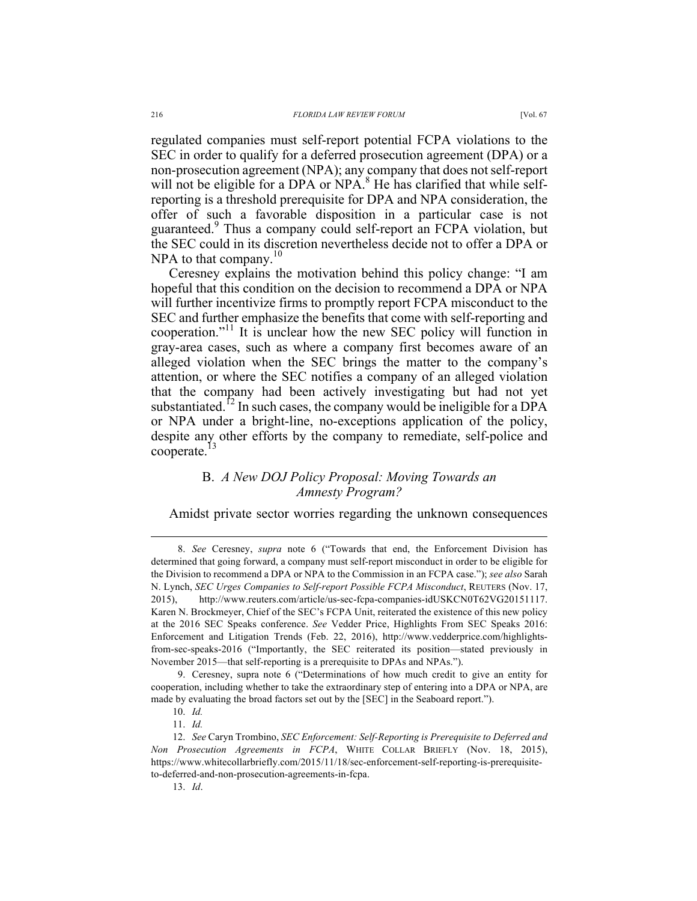regulated companies must self-report potential FCPA violations to the SEC in order to qualify for a deferred prosecution agreement (DPA) or a non-prosecution agreement (NPA); any company that does not self-report will not be eligible for a DPA or NPA.[8] He has clarified that while self-reporting is a threshold prerequisite for DPA and NPA consideration, the offer of such a favorable disposition in a particular case is not guaranteed.[9] Thus a company could self-report an FCPA violation, but the SEC could in its discretion nevertheless decide not to offer a DPA or NPA to that company.[10]

Ceresney explains the motivation behind this policy change: "I am hopeful that this condition on the decision to recommend a DPA or NPA will further incentivize firms to promptly report FCPA misconduct to the SEC and further emphasize the benefits that come with self-reporting and cooperation."[11] It is unclear how the new SEC policy will function in gray-area cases, such as where a company first becomes aware of an alleged violation when the SEC brings the matter to the company's attention, or where the SEC notifies a company of an alleged violation that the company had been actively investigating but had not yet substantiated.[12] In such cases, the company would be ineligible for a DPA or NPA under a bright-line, no-exceptions application of the policy, despite any other efforts by the company to remediate, self-police and cooperate.[13]

### B. *A New DOJ Policy Proposal: Moving Towards an Amnesty Program?*

Amidst private sector worries regarding the unknown consequences

---

8. *See* Ceresney, *supra* note 6 ("Towards that end, the Enforcement Division has determined that going forward, a company must self-report misconduct in order to be eligible for the Division to recommend a DPA or NPA to the Commission in an FCPA case."); *see also* Sarah N. Lynch, *SEC Urges Companies to Self-report Possible FCPA Misconduct*, REUTERS (Nov. 17, 2015), http://www.reuters.com/article/us-sec-fcpa-companies-idUSKCN0T62VG20151117. Karen N. Brockmeyer, Chief of the SEC's FCPA Unit, reiterated the existence of this new policy at the 2016 SEC Speaks conference. *See* Vedder Price, Highlights From SEC Speaks 2016: Enforcement and Litigation Trends (Feb. 22, 2016), http://www.vedderprice.com/highlights-from-sec-speaks-2016 ("Importantly, the SEC reiterated its position—stated previously in November 2015—that self-reporting is a prerequisite to DPAs and NPAs.").

9. Ceresney, supra note 6 ("Determinations of how much credit to give an entity for cooperation, including whether to take the extraordinary step of entering into a DPA or NPA, are made by evaluating the broad factors set out by the [SEC] in the Seaboard report.").

10. *Id.*

11. *Id.*

12. *See* Caryn Trombino, *SEC Enforcement: Self-Reporting is Prerequisite to Deferred and Non Prosecution Agreements in FCPA*, WHITE COLLAR BRIEFLY (Nov. 18, 2015), https://www.whitecollarbriefly.com/2015/11/18/sec-enforcement-self-reporting-is-prerequisite-to-deferred-and-non-prosecution-agreements-in-fcpa.

13. *Id*.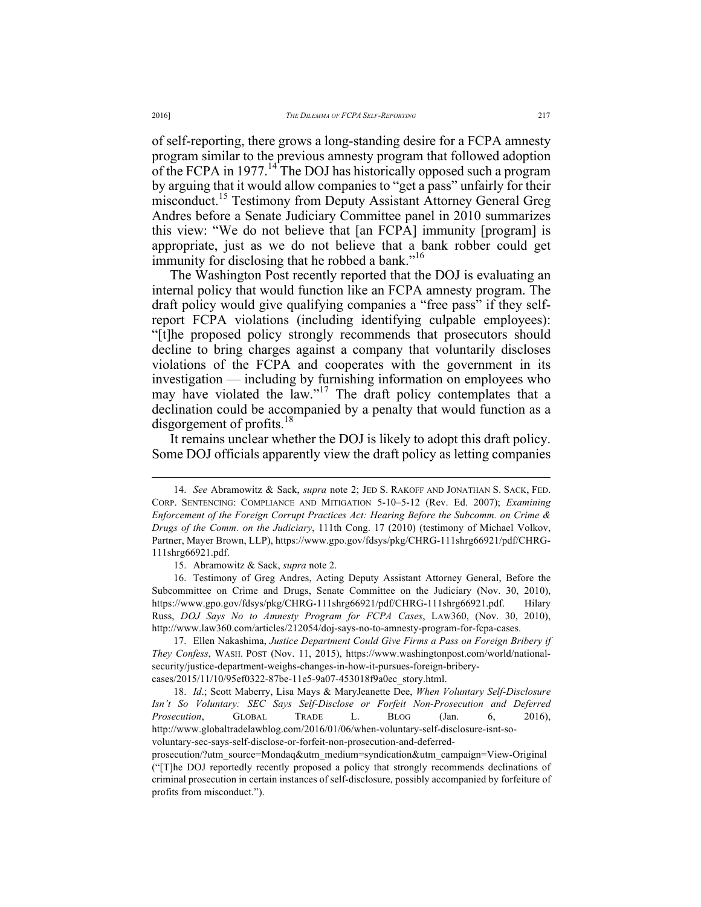of self-reporting, there grows a long-standing desire for a FCPA amnesty program similar to the previous amnesty program that followed adoption of the FCPA in 1977.[14] The DOJ has historically opposed such a program by arguing that it would allow companies to "get a pass" unfairly for their misconduct.[15] Testimony from Deputy Assistant Attorney General Greg Andres before a Senate Judiciary Committee panel in 2010 summarizes this view: "We do not believe that [an FCPA] immunity [program] is appropriate, just as we do not believe that a bank robber could get immunity for disclosing that he robbed a bank."[16]

The Washington Post recently reported that the DOJ is evaluating an internal policy that would function like an FCPA amnesty program. The draft policy would give qualifying companies a "free pass" if they self-report FCPA violations (including identifying culpable employees): "[t]he proposed policy strongly recommends that prosecutors should decline to bring charges against a company that voluntarily discloses violations of the FCPA and cooperates with the government in its investigation — including by furnishing information on employees who may have violated the law."[17] The draft policy contemplates that a declination could be accompanied by a penalty that would function as a disgorgement of profits.[18]

It remains unclear whether the DOJ is likely to adopt this draft policy. Some DOJ officials apparently view the draft policy as letting companies

---

14. *See* Abramowitz & Sack, *supra* note 2; JED S. RAKOFF AND JONATHAN S. SACK, FED. CORP. SENTENCING: COMPLIANCE AND MITIGATION 5-10–5-12 (Rev. Ed. 2007); *Examining Enforcement of the Foreign Corrupt Practices Act: Hearing Before the Subcomm. on Crime & Drugs of the Comm. on the Judiciary*, 111th Cong. 17 (2010) (testimony of Michael Volkov, Partner, Mayer Brown, LLP), https://www.gpo.gov/fdsys/pkg/CHRG-111shrg66921/pdf/CHRG-111shrg66921.pdf.

15. Abramowitz & Sack, *supra* note 2.

16. Testimony of Greg Andres, Acting Deputy Assistant Attorney General, Before the Subcommittee on Crime and Drugs, Senate Committee on the Judiciary (Nov. 30, 2010), https://www.gpo.gov/fdsys/pkg/CHRG-111shrg66921/pdf/CHRG-111shrg66921.pdf. Hilary Russ, *DOJ Says No to Amnesty Program for FCPA Cases*, LAW360, (Nov. 30, 2010), http://www.law360.com/articles/212054/doj-says-no-to-amnesty-program-for-fcpa-cases.

17. Ellen Nakashima, *Justice Department Could Give Firms a Pass on Foreign Bribery if They Confess*, WASH. POST (Nov. 11, 2015), https://www.washingtonpost.com/world/national-security/justice-department-weighs-changes-in-how-it-pursues-foreign-bribery-cases/2015/11/10/95ef0322-87be-11e5-9a07-453018f9a0ec_story.html.

18. *Id*.; Scott Maberry, Lisa Mays & MaryJeanette Dee, *When Voluntary Self-Disclosure Isn't So Voluntary: SEC Says Self-Disclose or Forfeit Non-Prosecution and Deferred Prosecution*, GLOBAL TRADE L. BLOG (Jan. 6, 2016), http://www.globaltradelawblog.com/2016/01/06/when-voluntary-self-disclosure-isnt-so-voluntary-sec-says-self-disclose-or-forfeit-non-prosecution-and-deferred-prosecution/?utm_source=Mondaq&utm_medium=syndication&utm_campaign=View-Original ("[T]he DOJ reportedly recently proposed a policy that strongly recommends declinations of criminal prosecution in certain instances of self-disclosure, possibly accompanied by forfeiture of profits from misconduct.").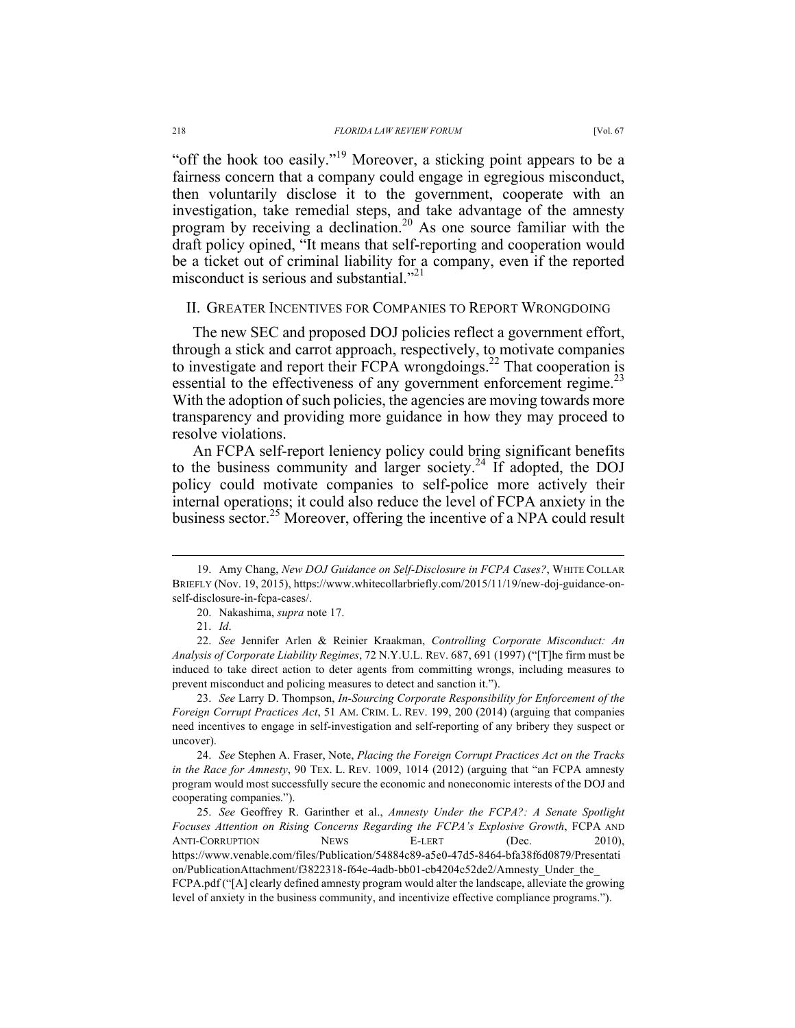"off the hook too easily."[19] Moreover, a sticking point appears to be a fairness concern that a company could engage in egregious misconduct, then voluntarily disclose it to the government, cooperate with an investigation, take remedial steps, and take advantage of the amnesty program by receiving a declination.[20] As one source familiar with the draft policy opined, "It means that self-reporting and cooperation would be a ticket out of criminal liability for a company, even if the reported misconduct is serious and substantial."[21]

## II. Greater Incentives for Companies to Report Wrongdoing

The new SEC and proposed DOJ policies reflect a government effort, through a stick and carrot approach, respectively, to motivate companies to investigate and report their FCPA wrongdoings.[22] That cooperation is essential to the effectiveness of any government enforcement regime.[23] With the adoption of such policies, the agencies are moving towards more transparency and providing more guidance in how they may proceed to resolve violations.

An FCPA self-report leniency policy could bring significant benefits to the business community and larger society.[24] If adopted, the DOJ policy could motivate companies to self-police more actively their internal operations; it could also reduce the level of FCPA anxiety in the business sector.[25] Moreover, offering the incentive of a NPA could result

---

19. Amy Chang, *New DOJ Guidance on Self-Disclosure in FCPA Cases?*, WHITE COLLAR BRIEFLY (Nov. 19, 2015), https://www.whitecollarbriefly.com/2015/11/19/new-doj-guidance-on-self-disclosure-in-fcpa-cases/.

20. Nakashima, *supra* note 17.

21. *Id*.

22. *See* Jennifer Arlen & Reinier Kraakman, *Controlling Corporate Misconduct: An Analysis of Corporate Liability Regimes*, 72 N.Y.U.L. REV. 687, 691 (1997) ("[T]he firm must be induced to take direct action to deter agents from committing wrongs, including measures to prevent misconduct and policing measures to detect and sanction it.").

23. *See* Larry D. Thompson, *In-Sourcing Corporate Responsibility for Enforcement of the Foreign Corrupt Practices Act*, 51 AM. CRIM. L. REV. 199, 200 (2014) (arguing that companies need incentives to engage in self-investigation and self-reporting of any bribery they suspect or uncover).

24. *See* Stephen A. Fraser, Note, *Placing the Foreign Corrupt Practices Act on the Tracks in the Race for Amnesty*, 90 TEX. L. REV. 1009, 1014 (2012) (arguing that "an FCPA amnesty program would most successfully secure the economic and noneconomic interests of the DOJ and cooperating companies.").

25. *See* Geoffrey R. Garinther et al., *Amnesty Under the FCPA?: A Senate Spotlight Focuses Attention on Rising Concerns Regarding the FCPA's Explosive Growth*, FCPA AND ANTI-CORRUPTION NEWS E-LERT (Dec. 2010), https://www.venable.com/files/Publication/54884c89-a5e0-47d5-8464-bfa38f6d0879/Presentation/PublicationAttachment/f3822318-f64e-4adb-bb01-cb4204c52de2/Amnesty_Under_the_FCPA.pdf ("[A] clearly defined amnesty program would alter the landscape, alleviate the growing level of anxiety in the business community, and incentivize effective compliance programs.").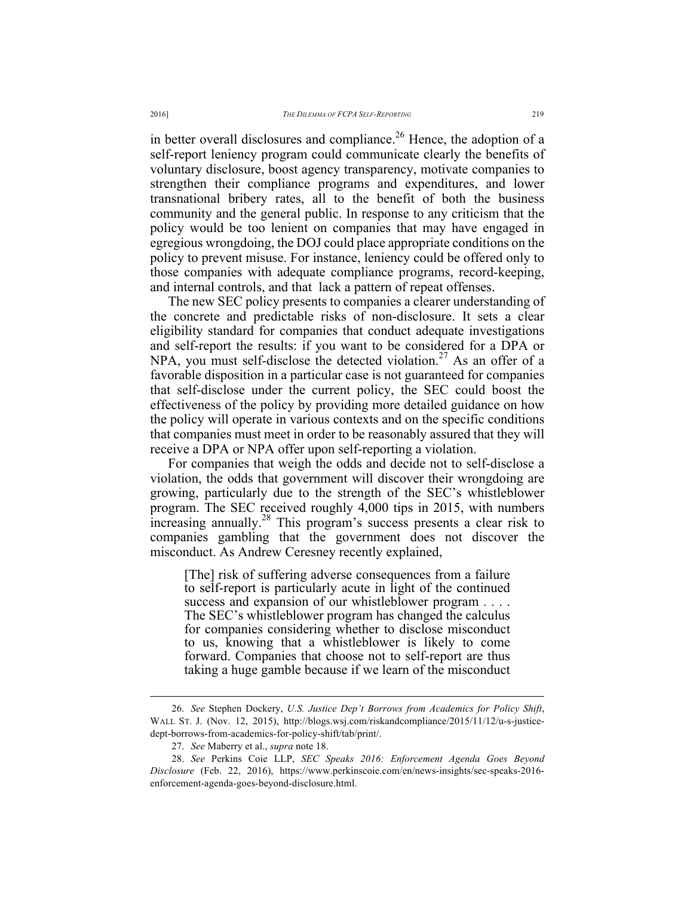in better overall disclosures and compliance.[26] Hence, the adoption of a self-report leniency program could communicate clearly the benefits of voluntary disclosure, boost agency transparency, motivate companies to strengthen their compliance programs and expenditures, and lower transnational bribery rates, all to the benefit of both the business community and the general public. In response to any criticism that the policy would be too lenient on companies that may have engaged in egregious wrongdoing, the DOJ could place appropriate conditions on the policy to prevent misuse. For instance, leniency could be offered only to those companies with adequate compliance programs, record-keeping, and internal controls, and that lack a pattern of repeat offenses.

The new SEC policy presents to companies a clearer understanding of the concrete and predictable risks of non-disclosure. It sets a clear eligibility standard for companies that conduct adequate investigations and self-report the results: if you want to be considered for a DPA or NPA, you must self-disclose the detected violation.[27] As an offer of a favorable disposition in a particular case is not guaranteed for companies that self-disclose under the current policy, the SEC could boost the effectiveness of the policy by providing more detailed guidance on how the policy will operate in various contexts and on the specific conditions that companies must meet in order to be reasonably assured that they will receive a DPA or NPA offer upon self-reporting a violation.

For companies that weigh the odds and decide not to self-disclose a violation, the odds that government will discover their wrongdoing are growing, particularly due to the strength of the SEC's whistleblower program. The SEC received roughly 4,000 tips in 2015, with numbers increasing annually.[28] This program's success presents a clear risk to companies gambling that the government does not discover the misconduct. As Andrew Ceresney recently explained,

> [The] risk of suffering adverse consequences from a failure to self-report is particularly acute in light of the continued success and expansion of our whistleblower program . . . . The SEC's whistleblower program has changed the calculus for companies considering whether to disclose misconduct to us, knowing that a whistleblower is likely to come forward. Companies that choose not to self-report are thus taking a huge gamble because if we learn of the misconduct

---

26. *See* Stephen Dockery, *U.S. Justice Dep't Borrows from Academics for Policy Shift*, WALL ST. J. (Nov. 12, 2015), http://blogs.wsj.com/riskandcompliance/2015/11/12/u-s-justice-dept-borrows-from-academics-for-policy-shift/tab/print/.

27. *See* Maberry et al., *supra* note 18.

28. *See* Perkins Coie LLP, *SEC Speaks 2016: Enforcement Agenda Goes Beyond Disclosure* (Feb. 22, 2016), https://www.perkinscoie.com/en/news-insights/sec-speaks-2016-enforcement-agenda-goes-beyond-disclosure.html.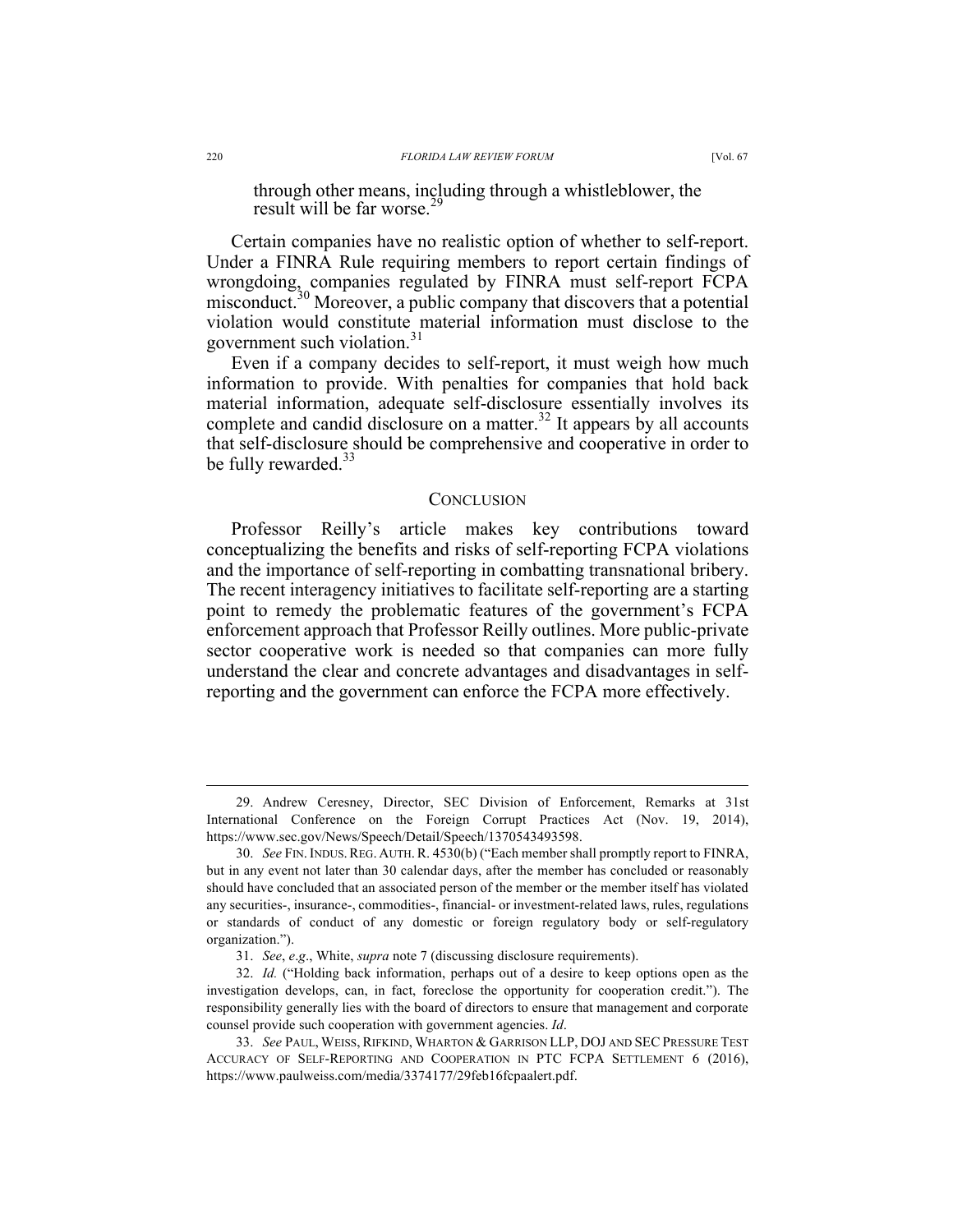through other means, including through a whistleblower, the result will be far worse.[29]

Certain companies have no realistic option of whether to self-report. Under a FINRA Rule requiring members to report certain findings of wrongdoing, companies regulated by FINRA must self-report FCPA misconduct.[30] Moreover, a public company that discovers that a potential violation would constitute material information must disclose to the government such violation.[31]

Even if a company decides to self-report, it must weigh how much information to provide. With penalties for companies that hold back material information, adequate self-disclosure essentially involves its complete and candid disclosure on a matter.[32] It appears by all accounts that self-disclosure should be comprehensive and cooperative in order to be fully rewarded.[33]

## CONCLUSION

Professor Reilly's article makes key contributions toward conceptualizing the benefits and risks of self-reporting FCPA violations and the importance of self-reporting in combatting transnational bribery. The recent interagency initiatives to facilitate self-reporting are a starting point to remedy the problematic features of the government's FCPA enforcement approach that Professor Reilly outlines. More public-private sector cooperative work is needed so that companies can more fully understand the clear and concrete advantages and disadvantages in self-reporting and the government can enforce the FCPA more effectively.

---

29. Andrew Ceresney, Director, SEC Division of Enforcement, Remarks at 31st International Conference on the Foreign Corrupt Practices Act (Nov. 19, 2014), https://www.sec.gov/News/Speech/Detail/Speech/1370543493598.

30. *See* FIN. INDUS. REG. AUTH. R. 4530(b) ("Each member shall promptly report to FINRA, but in any event not later than 30 calendar days, after the member has concluded or reasonably should have concluded that an associated person of the member or the member itself has violated any securities-, insurance-, commodities-, financial- or investment-related laws, rules, regulations or standards of conduct of any domestic or foreign regulatory body or self-regulatory organization.").

31. *See*, *e.g*., White, *supra* note 7 (discussing disclosure requirements).

32. *Id.* ("Holding back information, perhaps out of a desire to keep options open as the investigation develops, can, in fact, foreclose the opportunity for cooperation credit."). The responsibility generally lies with the board of directors to ensure that management and corporate counsel provide such cooperation with government agencies. *Id*.

33. *See* PAUL, WEISS, RIFKIND, WHARTON & GARRISON LLP, DOJ AND SEC PRESSURE TEST ACCURACY OF SELF-REPORTING AND COOPERATION IN PTC FCPA SETTLEMENT 6 (2016), https://www.paulweiss.com/media/3374177/29feb16fcpaalert.pdf.